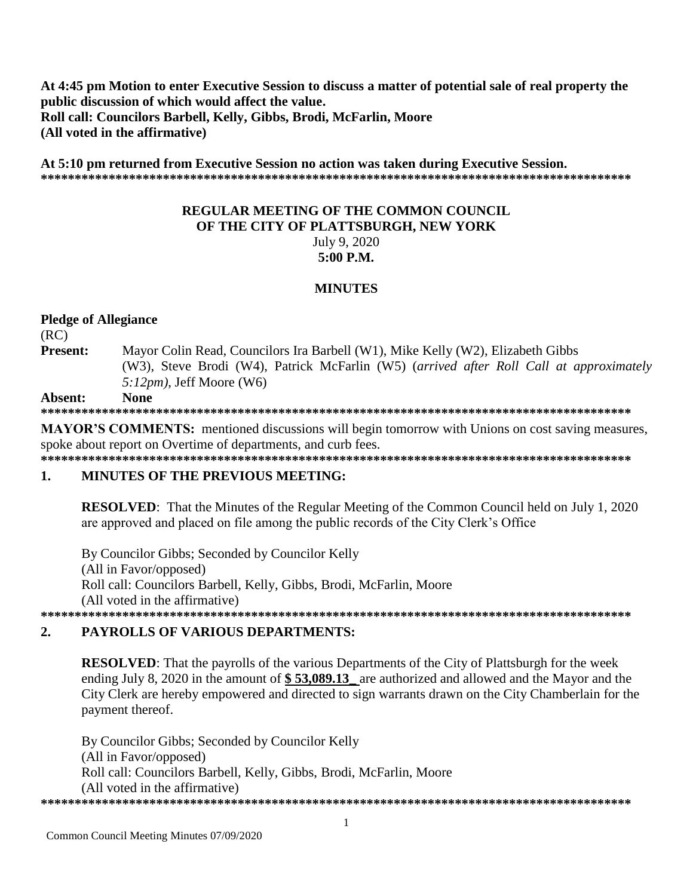**At 4:45 pm Motion to enter Executive Session to discuss a matter of potential sale of real property the public discussion of which would affect the value.**
**Roll call: Councilors Barbell, Kelly, Gibbs, Brodi, McFarlin, Moore**
**(All voted in the affirmative)**

**At 5:10 pm returned from Executive Session no action was taken during Executive Session.**
**********************************************************************************************

# REGULAR MEETING OF THE COMMON COUNCIL OF THE CITY OF PLATTSBURGH, NEW YORK

July 9, 2020
**5:00 P.M.**

## MINUTES

**Pledge of Allegiance**
(RC)

**Present:** Mayor Colin Read, Councilors Ira Barbell (W1), Mike Kelly (W2), Elizabeth Gibbs (W3), Steve Brodi (W4), Patrick McFarlin (W5) (*arrived after Roll Call at approximately 5:12pm)*, Jeff Moore (W6)

**Absent: None**
**********************************************************************************************

**MAYOR'S COMMENTS:** mentioned discussions will begin tomorrow with Unions on cost saving measures, spoke about report on Overtime of departments, and curb fees.
**********************************************************************************************

## 1. MINUTES OF THE PREVIOUS MEETING:

**RESOLVED**: That the Minutes of the Regular Meeting of the Common Council held on July 1, 2020 are approved and placed on file among the public records of the City Clerk's Office

By Councilor Gibbs; Seconded by Councilor Kelly
(All in Favor/opposed)
Roll call: Councilors Barbell, Kelly, Gibbs, Brodi, McFarlin, Moore
(All voted in the affirmative)
**********************************************************************************************

## 2. PAYROLLS OF VARIOUS DEPARTMENTS:

**RESOLVED**: That the payrolls of the various Departments of the City of Plattsburgh for the week ending July 8, 2020 in the amount of **$ 53,089.13_** are authorized and allowed and the Mayor and the City Clerk are hereby empowered and directed to sign warrants drawn on the City Chamberlain for the payment thereof.

By Councilor Gibbs; Seconded by Councilor Kelly
(All in Favor/opposed)
Roll call: Councilors Barbell, Kelly, Gibbs, Brodi, McFarlin, Moore
(All voted in the affirmative)
**********************************************************************************************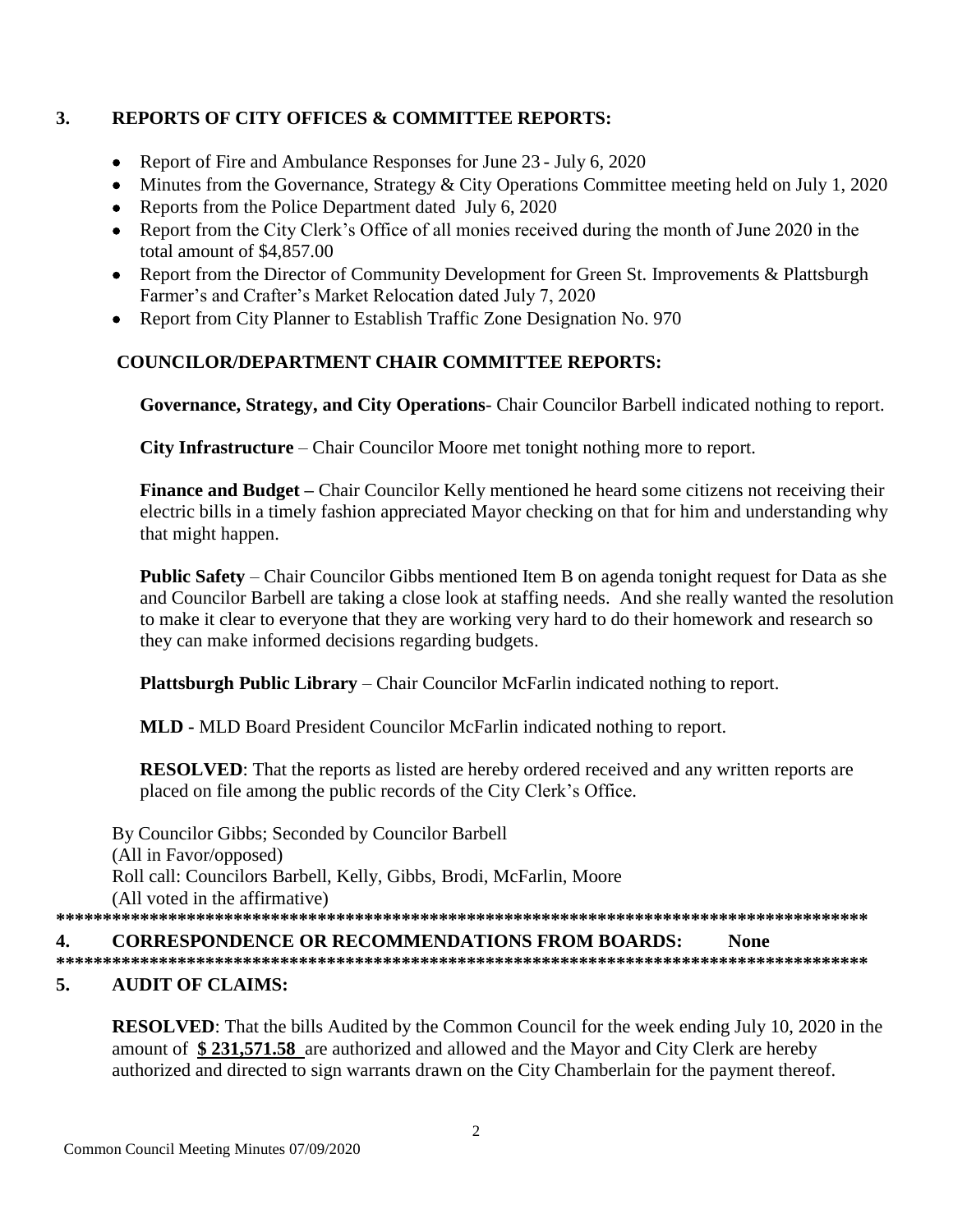## 3. REPORTS OF CITY OFFICES & COMMITTEE REPORTS:

- Report of Fire and Ambulance Responses for June 23 - July 6, 2020
- Minutes from the Governance, Strategy & City Operations Committee meeting held on July 1, 2020
- Reports from the Police Department dated July 6, 2020
- Report from the City Clerk's Office of all monies received during the month of June 2020 in the total amount of $4,857.00
- Report from the Director of Community Development for Green St. Improvements & Plattsburgh Farmer's and Crafter's Market Relocation dated July 7, 2020
- Report from City Planner to Establish Traffic Zone Designation No. 970

### COUNCILOR/DEPARTMENT CHAIR COMMITTEE REPORTS:

**Governance, Strategy, and City Operations**- Chair Councilor Barbell indicated nothing to report.

**City Infrastructure** – Chair Councilor Moore met tonight nothing more to report.

**Finance and Budget –** Chair Councilor Kelly mentioned he heard some citizens not receiving their electric bills in a timely fashion appreciated Mayor checking on that for him and understanding why that might happen.

**Public Safety** – Chair Councilor Gibbs mentioned Item B on agenda tonight request for Data as she and Councilor Barbell are taking a close look at staffing needs. And she really wanted the resolution to make it clear to everyone that they are working very hard to do their homework and research so they can make informed decisions regarding budgets.

**Plattsburgh Public Library** – Chair Councilor McFarlin indicated nothing to report.

**MLD -** MLD Board President Councilor McFarlin indicated nothing to report.

**RESOLVED**: That the reports as listed are hereby ordered received and any written reports are placed on file among the public records of the City Clerk's Office.

By Councilor Gibbs; Seconded by Councilor Barbell
(All in Favor/opposed)
Roll call: Councilors Barbell, Kelly, Gibbs, Brodi, McFarlin, Moore
(All voted in the affirmative)

*****************************************************************************************

## 4. CORRESPONDENCE OR RECOMMENDATIONS FROM BOARDS: None

*****************************************************************************************

## 5. AUDIT OF CLAIMS:

**RESOLVED**: That the bills Audited by the Common Council for the week ending July 10, 2020 in the amount of **$ 231,571.58** are authorized and allowed and the Mayor and City Clerk are hereby authorized and directed to sign warrants drawn on the City Chamberlain for the payment thereof.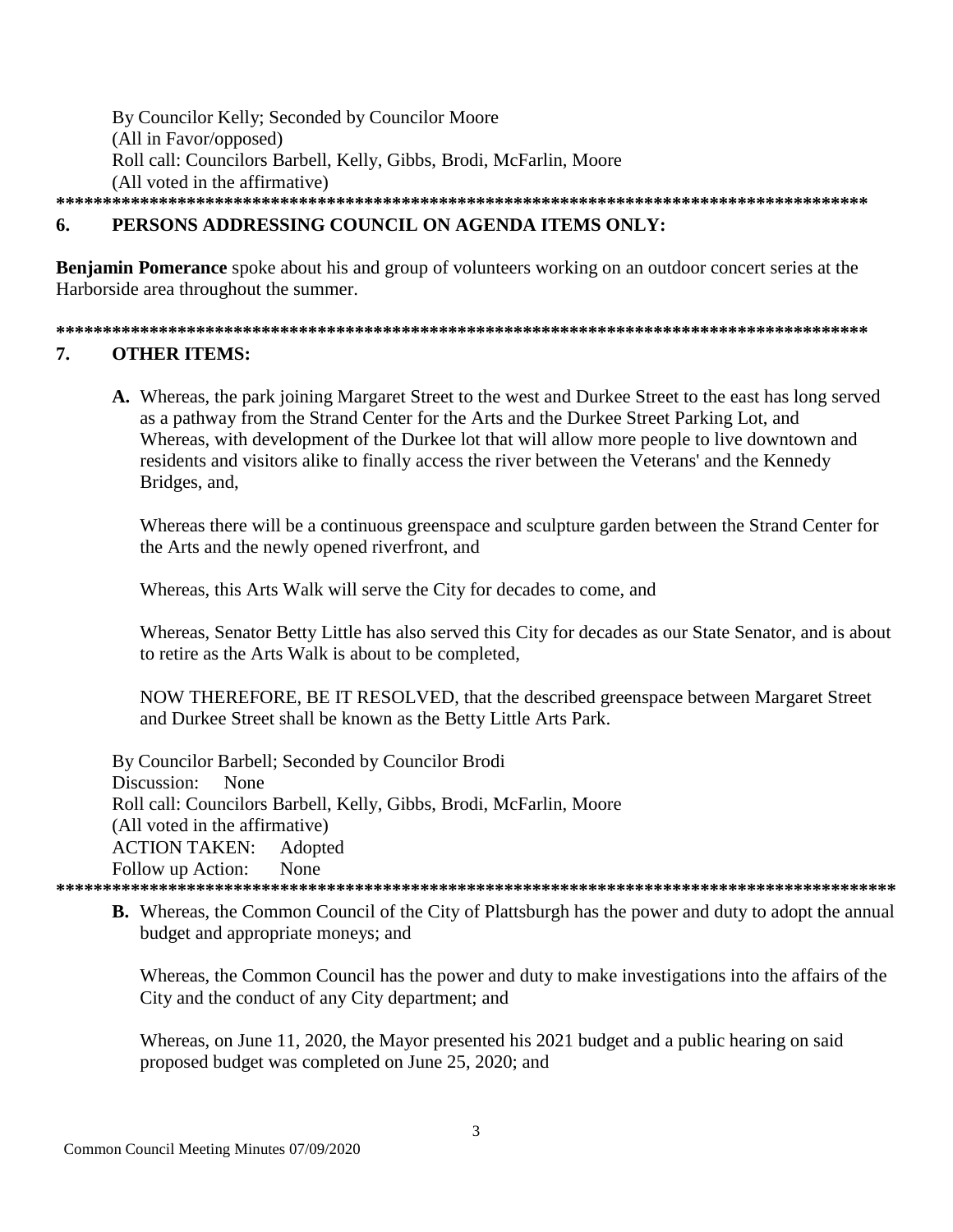By Councilor Kelly; Seconded by Councilor Moore
(All in Favor/opposed)
Roll call: Councilors Barbell, Kelly, Gibbs, Brodi, McFarlin, Moore
(All voted in the affirmative)

******************************************************************************************

## 6. PERSONS ADDRESSING COUNCIL ON AGENDA ITEMS ONLY:

**Benjamin Pomerance** spoke about his and group of volunteers working on an outdoor concert series at the Harborside area throughout the summer.

******************************************************************************************

## 7. OTHER ITEMS:

**A.** Whereas, the park joining Margaret Street to the west and Durkee Street to the east has long served as a pathway from the Strand Center for the Arts and the Durkee Street Parking Lot, and Whereas, with development of the Durkee lot that will allow more people to live downtown and residents and visitors alike to finally access the river between the Veterans' and the Kennedy Bridges, and,

Whereas there will be a continuous greenspace and sculpture garden between the Strand Center for the Arts and the newly opened riverfront, and

Whereas, this Arts Walk will serve the City for decades to come, and

Whereas, Senator Betty Little has also served this City for decades as our State Senator, and is about to retire as the Arts Walk is about to be completed,

NOW THEREFORE, BE IT RESOLVED, that the described greenspace between Margaret Street and Durkee Street shall be known as the Betty Little Arts Park.

By Councilor Barbell; Seconded by Councilor Brodi
Discussion: None
Roll call: Councilors Barbell, Kelly, Gibbs, Brodi, McFarlin, Moore
(All voted in the affirmative)
ACTION TAKEN: Adopted
Follow up Action: None

******************************************************************************************

**B.** Whereas, the Common Council of the City of Plattsburgh has the power and duty to adopt the annual budget and appropriate moneys; and

Whereas, the Common Council has the power and duty to make investigations into the affairs of the City and the conduct of any City department; and

Whereas, on June 11, 2020, the Mayor presented his 2021 budget and a public hearing on said proposed budget was completed on June 25, 2020; and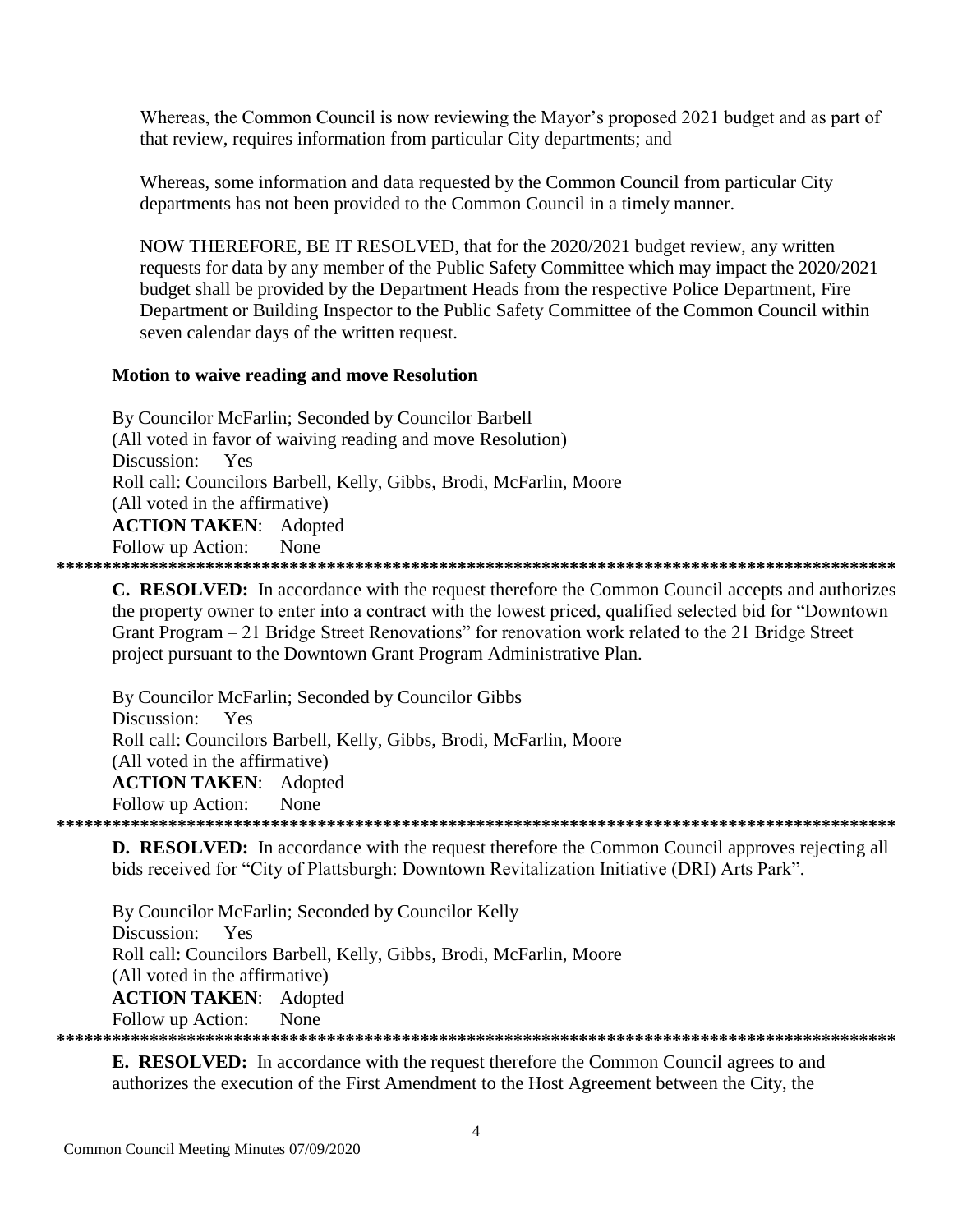Whereas, the Common Council is now reviewing the Mayor's proposed 2021 budget and as part of that review, requires information from particular City departments; and

Whereas, some information and data requested by the Common Council from particular City departments has not been provided to the Common Council in a timely manner.

NOW THEREFORE, BE IT RESOLVED, that for the 2020/2021 budget review, any written requests for data by any member of the Public Safety Committee which may impact the 2020/2021 budget shall be provided by the Department Heads from the respective Police Department, Fire Department or Building Inspector to the Public Safety Committee of the Common Council within seven calendar days of the written request.

**Motion to waive reading and move Resolution**

By Councilor McFarlin; Seconded by Councilor Barbell
(All voted in favor of waiving reading and move Resolution)
Discussion: Yes
Roll call: Councilors Barbell, Kelly, Gibbs, Brodi, McFarlin, Moore
(All voted in the affirmative)
**ACTION TAKEN**: Adopted
Follow up Action: None

*******************************************************************************************

**C. RESOLVED:** In accordance with the request therefore the Common Council accepts and authorizes the property owner to enter into a contract with the lowest priced, qualified selected bid for "Downtown Grant Program – 21 Bridge Street Renovations" for renovation work related to the 21 Bridge Street project pursuant to the Downtown Grant Program Administrative Plan.

By Councilor McFarlin; Seconded by Councilor Gibbs
Discussion: Yes
Roll call: Councilors Barbell, Kelly, Gibbs, Brodi, McFarlin, Moore
(All voted in the affirmative)
**ACTION TAKEN**: Adopted
Follow up Action: None

*******************************************************************************************

**D. RESOLVED:** In accordance with the request therefore the Common Council approves rejecting all bids received for "City of Plattsburgh: Downtown Revitalization Initiative (DRI) Arts Park".

By Councilor McFarlin; Seconded by Councilor Kelly
Discussion: Yes
Roll call: Councilors Barbell, Kelly, Gibbs, Brodi, McFarlin, Moore
(All voted in the affirmative)
**ACTION TAKEN**: Adopted
Follow up Action: None

*******************************************************************************************

**E. RESOLVED:** In accordance with the request therefore the Common Council agrees to and authorizes the execution of the First Amendment to the Host Agreement between the City, the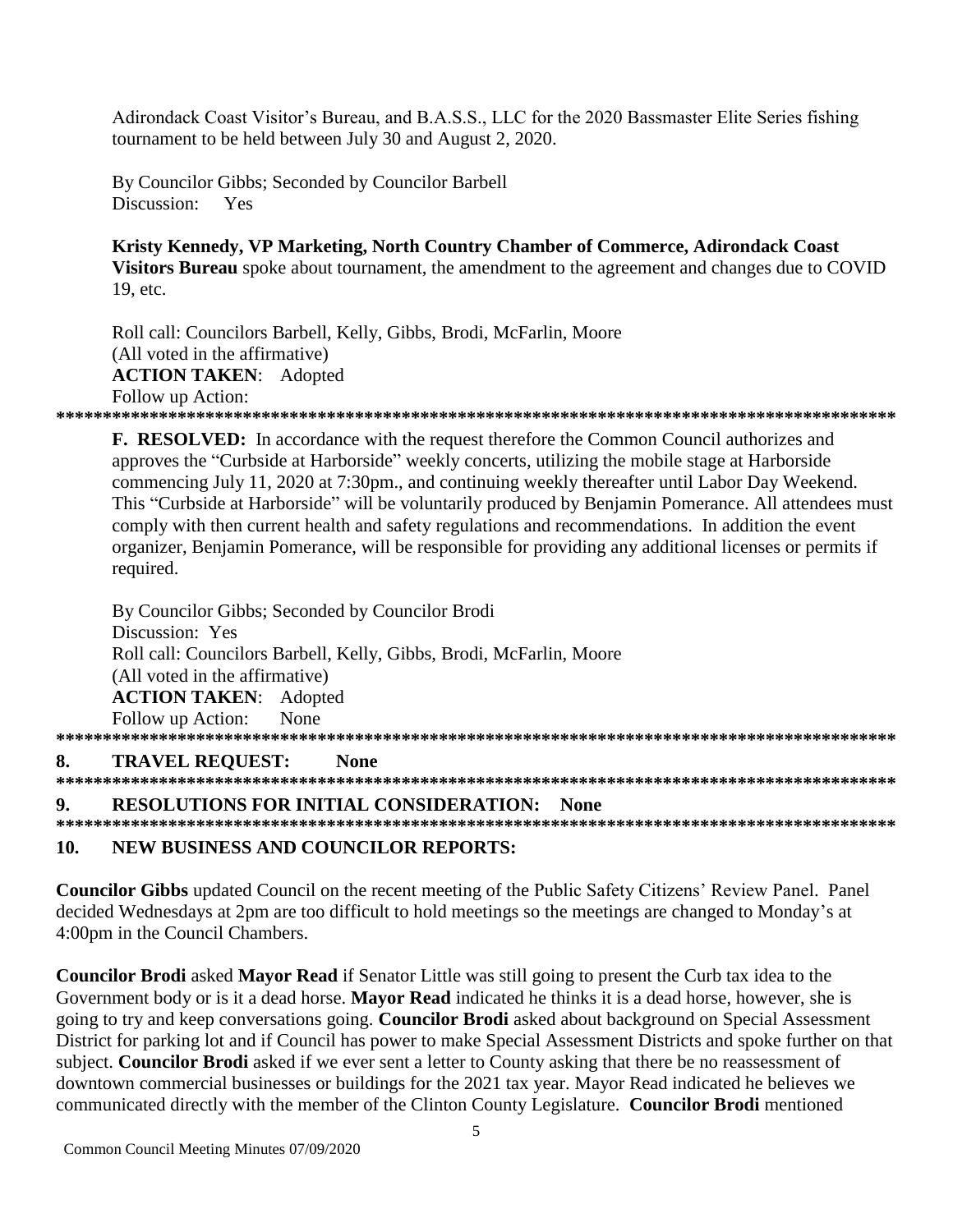Adirondack Coast Visitor's Bureau, and B.A.S.S., LLC for the 2020 Bassmaster Elite Series fishing tournament to be held between July 30 and August 2, 2020.

By Councilor Gibbs; Seconded by Councilor Barbell
Discussion: Yes

**Kristy Kennedy, VP Marketing, North Country Chamber of Commerce, Adirondack Coast Visitors Bureau** spoke about tournament, the amendment to the agreement and changes due to COVID 19, etc.

Roll call: Councilors Barbell, Kelly, Gibbs, Brodi, McFarlin, Moore
(All voted in the affirmative)
**ACTION TAKEN**: Adopted
Follow up Action:

******************************************************************************************

**F. RESOLVED:** In accordance with the request therefore the Common Council authorizes and approves the "Curbside at Harborside" weekly concerts, utilizing the mobile stage at Harborside commencing July 11, 2020 at 7:30pm., and continuing weekly thereafter until Labor Day Weekend. This "Curbside at Harborside" will be voluntarily produced by Benjamin Pomerance. All attendees must comply with then current health and safety regulations and recommendations. In addition the event organizer, Benjamin Pomerance, will be responsible for providing any additional licenses or permits if required.

By Councilor Gibbs; Seconded by Councilor Brodi
Discussion: Yes
Roll call: Councilors Barbell, Kelly, Gibbs, Brodi, McFarlin, Moore
(All voted in the affirmative)
**ACTION TAKEN**: Adopted
Follow up Action: None

******************************************************************************************

## 8. TRAVEL REQUEST: None

******************************************************************************************

## 9. RESOLUTIONS FOR INITIAL CONSIDERATION: None

******************************************************************************************

## 10. NEW BUSINESS AND COUNCILOR REPORTS:

**Councilor Gibbs** updated Council on the recent meeting of the Public Safety Citizens' Review Panel. Panel decided Wednesdays at 2pm are too difficult to hold meetings so the meetings are changed to Monday's at 4:00pm in the Council Chambers.

**Councilor Brodi** asked **Mayor Read** if Senator Little was still going to present the Curb tax idea to the Government body or is it a dead horse. **Mayor Read** indicated he thinks it is a dead horse, however, she is going to try and keep conversations going. **Councilor Brodi** asked about background on Special Assessment District for parking lot and if Council has power to make Special Assessment Districts and spoke further on that subject. **Councilor Brodi** asked if we ever sent a letter to County asking that there be no reassessment of downtown commercial businesses or buildings for the 2021 tax year. Mayor Read indicated he believes we communicated directly with the member of the Clinton County Legislature. **Councilor Brodi** mentioned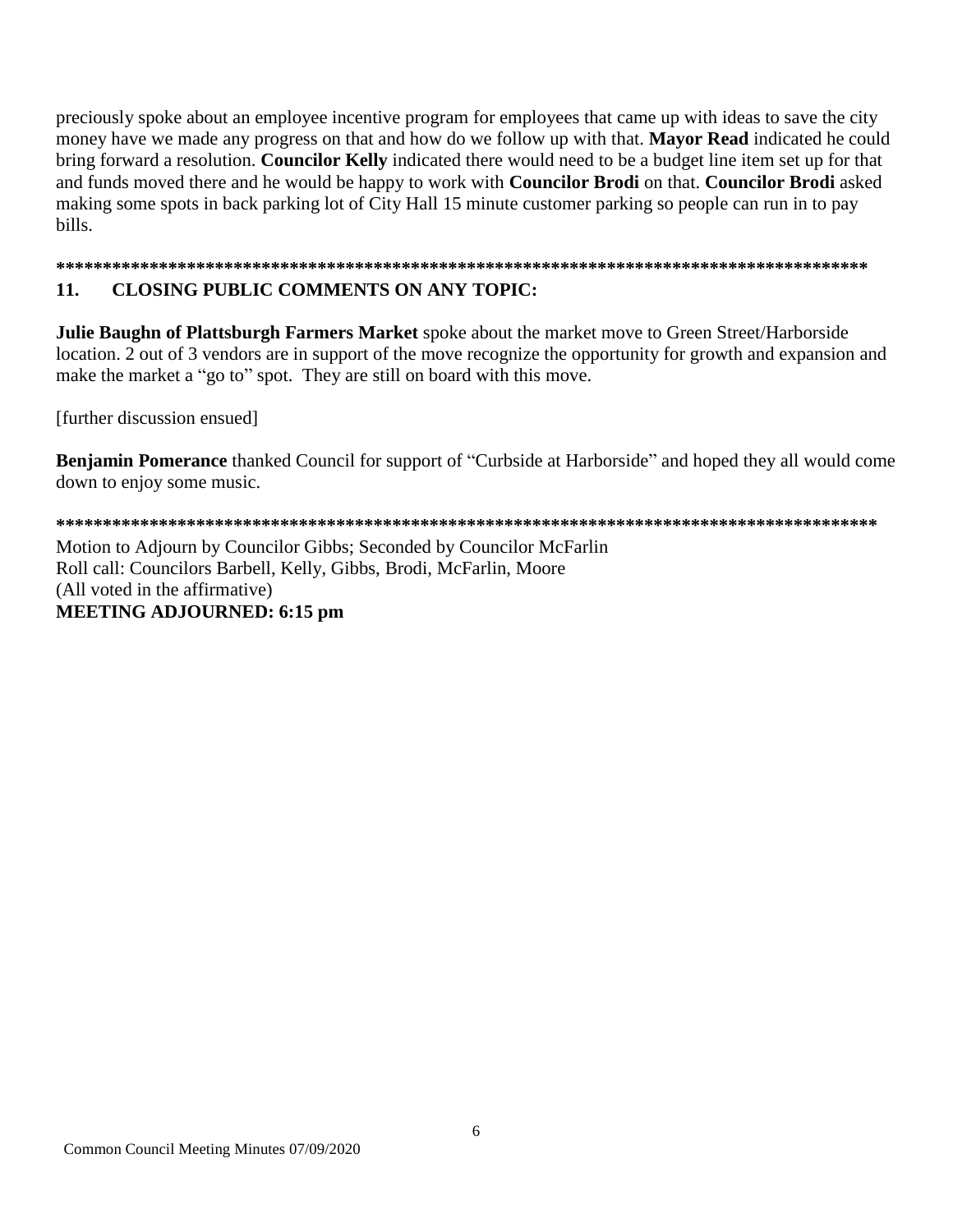preciously spoke about an employee incentive program for employees that came up with ideas to save the city money have we made any progress on that and how do we follow up with that. **Mayor Read** indicated he could bring forward a resolution. **Councilor Kelly** indicated there would need to be a budget line item set up for that and funds moved there and he would be happy to work with **Councilor Brodi** on that. **Councilor Brodi** asked making some spots in back parking lot of City Hall 15 minute customer parking so people can run in to pay bills.

**\*\*\*\*\*\*\*\*\*\*\*\*\*\*\*\*\*\*\*\*\*\*\*\*\*\*\*\*\*\*\*\*\*\*\*\*\*\*\*\*\*\*\*\*\*\*\*\*\*\*\*\*\*\*\*\*\*\*\*\*\*\*\*\*\*\*\*\*\*\*\*\*\*\*\*\*\*\*\*\*\*\*\*\*\*\*\***

## 11. CLOSING PUBLIC COMMENTS ON ANY TOPIC:

**Julie Baughn of Plattsburgh Farmers Market** spoke about the market move to Green Street/Harborside location. 2 out of 3 vendors are in support of the move recognize the opportunity for growth and expansion and make the market a "go to" spot. They are still on board with this move.

[further discussion ensued]

**Benjamin Pomerance** thanked Council for support of "Curbside at Harborside" and hoped they all would come down to enjoy some music.

**\*\*\*\*\*\*\*\*\*\*\*\*\*\*\*\*\*\*\*\*\*\*\*\*\*\*\*\*\*\*\*\*\*\*\*\*\*\*\*\*\*\*\*\*\*\*\*\*\*\*\*\*\*\*\*\*\*\*\*\*\*\*\*\*\*\*\*\*\*\*\*\*\*\*\*\*\*\*\*\*\*\*\*\*\*\*\***

Motion to Adjourn by Councilor Gibbs; Seconded by Councilor McFarlin
Roll call: Councilors Barbell, Kelly, Gibbs, Brodi, McFarlin, Moore
(All voted in the affirmative)
**MEETING ADJOURNED: 6:15 pm**